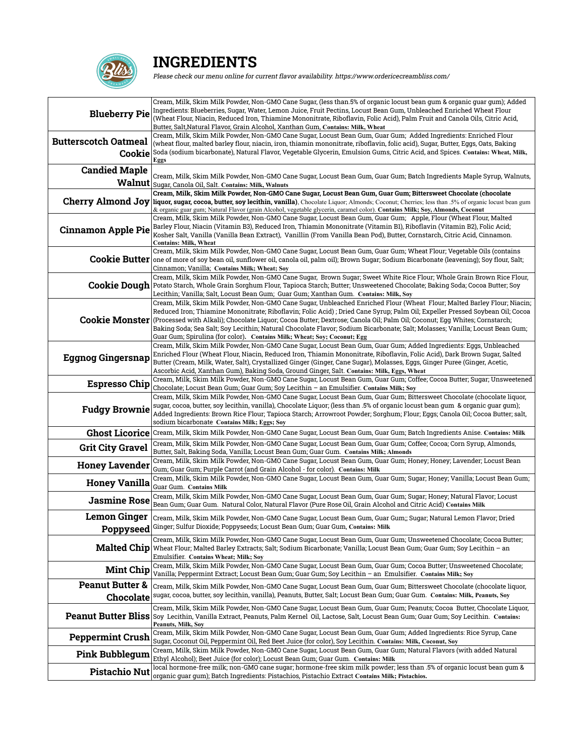# INGREDIENTS

*Please check our menu online for current flavor availability. https://www.ordericecreambliss.com/*

| Flavor | Ingredients |
|---|---|
| **Blueberry Pie** | Cream, Milk, Skim Milk Powder, Non-GMO Cane Sugar, (less than.5% of organic locust bean gum & organic guar gum); Added Ingredients: Blueberries, Sugar, Water, Lemon Juice, Fruit Pectins, Locust Bean Gum, Unbleached Enriched Wheat Flour (Wheat Flour, Niacin, Reduced Iron, Thiamine Mononitrate, Riboflavin, Folic Acid), Palm Fruit and Canola Oils, Citric Acid, Butter, Salt,Natural Flavor, Grain Alcohol, Xanthan Gum, **Contains: Milk, Wheat** |
| **Butterscotch Oatmeal Cookie** | Cream, Milk, Skim Milk Powder, Non-GMO Cane Sugar, Locust Bean Gum, Guar Gum; Added Ingredients: Enriched Flour (wheat flour, malted barley flour, niacin, iron, thiamin mononitrate, riboflavin, folic acid), Sugar, Butter, Eggs, Oats, Baking Soda (sodium bicarbonate), Natural Flavor, Vegetable Glycerin, Emulsion Gums, Citric Acid, and Spices. **Contains: Wheat, Milk, Eggs** |
| **Candied Maple Walnut** | Cream, Milk, Skim Milk Powder, Non-GMO Cane Sugar, Locust Bean Gum, Guar Gum; Batch Ingredients Maple Syrup, Walnuts, Sugar, Canola Oil, Salt. **Contains: Milk, Walnuts** |
| **Cherry Almond Joy** | **Cream, Milk, Skim Milk Powder, Non-GMO Cane Sugar, Locust Bean Gum, Guar Gum; Bittersweet Chocolate (chocolate liquor, sugar, cocoa, butter, soy lecithin, vanilla)**, Chocolate Liquor; Almonds; Coconut; Cherries; less than .5% of organic locust bean gum & organic guar gum; Natural Flavor (grain Alcohol, vegetable glycerin, caramel color). **Contains Milk; Soy, Almonds, Coconut** |
| **Cinnamon Apple Pie** | Cream, Milk, Skim Milk Powder, Non-GMO Cane Sugar, Locust Bean Gum, Guar Gum; Apple, Flour (Wheat Flour, Malted Barley Flour, Niacin (Vitamin B3), Reduced Iron, Thiamin Mononitrate (Vitamin B1), Riboflavin (Vitamin B2), Folic Acid; Kosher Salt, Vanilla (Vanilla Bean Extract), Vanillin (From Vanilla Bean Pod), Butter, Cornstarch, Citric Acid, Cinnamon. **Contains: Milk, Wheat** |
| **Cookie Butter** | Cream, Milk, Skim Milk Powder, Non-GMO Cane Sugar, Locust Bean Gum, Guar Gum; Wheat Flour; Vegetable Oils (contains one of more of soy bean oil, sunflower oil, canola oil, palm oil); Brown Sugar; Sodium Bicarbonate (leavening); Soy flour, Salt; Cinnamon; Vanilla; **Contains Milk; Wheat; Soy** |
| **Cookie Dough** | Cream, Milk, Skim Milk Powder, Non-GMO Cane Sugar, Brown Sugar; Sweet White Rice Flour; Whole Grain Brown Rice Flour, Potato Starch, Whole Grain Sorghum Flour, Tapioca Starch; Butter; Unsweetened Chocolate; Baking Soda; Cocoa Butter; Soy Lecithin; Vanilla; Salt, Locust Bean Gum; Guar Gum; Xanthan Gum. **Contains: Milk, Soy** |
| **Cookie Monster** | Cream, Milk, Skim Milk Powder, Non-GMO Cane Sugar, Unbleached Enriched Flour (Wheat Flour; Malted Barley Flour; Niacin; Reduced Iron; Thiamine Mononitrate; Riboflavin; Folic Acid) ; Dried Cane Syrup; Palm Oil; Expeller Pressed Soybean Oil; Cocoa (Processed with Alkali); Chocolate Liquor; Cocoa Butter; Dextrose; Canola Oil; Palm Oil; Coconut; Egg Whites; Cornstarch; Baking Soda; Sea Salt; Soy Lecithin; Natural Chocolate Flavor; Sodium Bicarbonate; Salt; Molasses; Vanilla; Locust Bean Gum; Guar Gum; Spirulina (for color). **Contains Milk; Wheat; Soy; Coconut; Egg** |
| **Eggnog Gingersnap** | Cream, Milk, Skim Milk Powder, Non-GMO Cane Sugar, Locust Bean Gum, Guar Gum; Added Ingredients: Eggs, Unbleached Enriched Flour (Wheat Flour, Niacin, Reduced Iron, Thiamin Mononitrate, Riboflavin, Folic Acid), Dark Brown Sugar, Salted Butter (Cream, Milk, Water, Salt), Crystallized Ginger (Ginger, Cane Sugar), Molasses, Eggs, Ginger Puree (Ginger, Acetic, Ascorbic Acid, Xanthan Gum), Baking Soda, Ground Ginger, Salt. **Contains: Milk, Eggs, Wheat** |
| **Espresso Chip** | Cream, Milk, Skim Milk Powder, Non-GMO Cane Sugar, Locust Bean Gum, Guar Gum; Coffee; Cocoa Butter; Sugar; Unsweetened Chocolate; Locust Bean Gum; Guar Gum; Soy Lecithin – an Emulsifier. **Contains Milk; Soy** |
| **Fudgy Brownie** | Cream, Milk, Skim Milk Powder, Non-GMO Cane Sugar, Locust Bean Gum, Guar Gum; Bittersweet Chocolate (chocolate liquor, sugar, cocoa, butter, soy lecithin, vanilla), Chocolate Liquor; (less than .5% of organic locust bean gum & organic guar gum); Added Ingredients: Brown Rice Flour; Tapioca Starch; Arrowroot Powder; Sorghum; Flour; Eggs; Canola Oil; Cocoa Butter; salt, sodium bicarbonate **Contains Milk; Eggs; Soy** |
| **Ghost Licorice** | Cream, Milk, Skim Milk Powder, Non-GMO Cane Sugar, Locust Bean Gum, Guar Gum; Batch Ingredients Anise. **Contains: Milk** |
| **Grit City Gravel** | Cream, Milk, Skim Milk Powder, Non-GMO Cane Sugar, Locust Bean Gum, Guar Gum; Coffee; Cocoa; Corn Syrup, Almonds, Butter, Salt, Baking Soda, Vanilla; Locust Bean Gum; Guar Gum. **Contains Milk; Almonds** |
| **Honey Lavender** | Cream, Milk, Skim Milk Powder, Non-GMO Cane Sugar, Locust Bean Gum, Guar Gum; Honey; Honey; Lavender; Locust Bean Gum; Guar Gum; Purple Carrot (and Grain Alcohol - for color). **Contains: Milk** |
| **Honey Vanilla** | Cream, Milk, Skim Milk Powder, Non-GMO Cane Sugar, Locust Bean Gum, Guar Gum; Sugar; Honey; Vanilla; Locust Bean Gum; Guar Gum. **Contains Milk** |
| **Jasmine Rose** | Cream, Milk, Skim Milk Powder, Non-GMO Cane Sugar, Locust Bean Gum, Guar Gum; Sugar; Honey; Natural Flavor; Locust Bean Gum; Guar Gum. Natural Color, Natural Flavor (Pure Rose Oil, Grain Alcohol and Citric Acid) **Contains Milk** |
| **Lemon Ginger Poppyseed** | Cream, Milk, Skim Milk Powder, Non-GMO Cane Sugar, Locust Bean Gum, Guar Gum;; Sugar; Natural Lemon Flavor; Dried Ginger; Sulfur Dioxide; Poppyseeds; Locust Bean Gum; Guar Gum, **Contains: Milk** |
| **Malted Chip** | Cream, Milk, Skim Milk Powder, Non-GMO Cane Sugar, Locust Bean Gum, Guar Gum; Unsweetened Chocolate; Cocoa Butter; Wheat Flour; Malted Barley Extracts; Salt; Sodium Bicarbonate; Vanilla; Locust Bean Gum; Guar Gum; Soy Lecithin – an Emulsifier. **Contains Wheat; Milk; Soy** |
| **Mint Chip** | Cream, Milk, Skim Milk Powder, Non-GMO Cane Sugar, Locust Bean Gum, Guar Gum; Cocoa Butter; Unsweetened Chocolate; Vanilla; Peppermint Extract; Locust Bean Gum; Guar Gum; Soy Lecithin – an Emulsifier. **Contains Milk; Soy** |
| **Peanut Butter & Chocolate** | Cream, Milk, Skim Milk Powder, Non-GMO Cane Sugar, Locust Bean Gum, Guar Gum; Bittersweet Chocolate (chocolate liquor, sugar, cocoa, butter, soy lecithin, vanilla), Peanuts, Butter, Salt; Locust Bean Gum; Guar Gum. **Contains: Milk, Peanuts, Soy** |
| **Peanut Butter Bliss** | Cream, Milk, Skim Milk Powder, Non-GMO Cane Sugar, Locust Bean Gum, Guar Gum; Peanuts; Cocoa Butter, Chocolate Liquor, Soy Lecithin, Vanilla Extract, Peanuts, Palm Kernel Oil, Lactose, Salt, Locust Bean Gum; Guar Gum; Soy Lecithin. **Contains: Peanuts, Milk, Soy** |
| **Peppermint Crush** | Cream, Milk, Skim Milk Powder, Non-GMO Cane Sugar, Locust Bean Gum, Guar Gum; Added Ingredients: Rice Syrup, Cane Sugar, Coconut Oil, Peppermint Oil, Red Beet Juice (for color), Soy Lecithin. **Contains: Milk, Coconut, Soy** |
| **Pink Bubblegum** | Cream, Milk, Skim Milk Powder, Non-GMO Cane Sugar, Locust Bean Gum, Guar Gum; Natural Flavors (with added Natural Ethyl Alcohol); Beet Juice (for color); Locust Bean Gum; Guar Gum. **Contains: Milk** |
| **Pistachio Nut** | local hormone-free milk; non-GMO cane sugar; hormone-free skim milk powder; less than .5% of organic locust bean gum & organic guar gum); Batch Ingredients: Pistachios, Pistachio Extract **Contains Milk; Pistachios.** |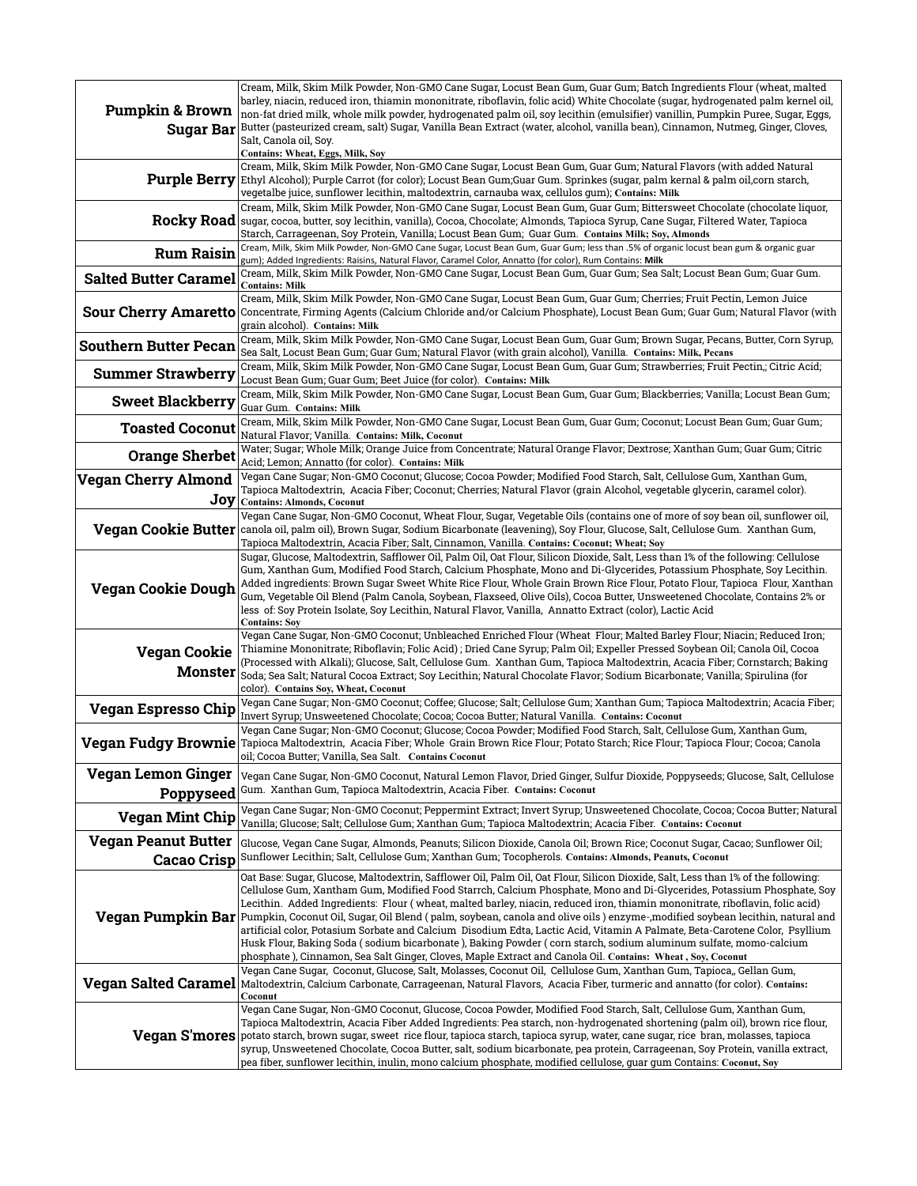| | |
|---|---|
| **Pumpkin & Brown Sugar Bar** | Cream, Milk, Skim Milk Powder, Non-GMO Cane Sugar, Locust Bean Gum, Guar Gum; Batch Ingredients Flour (wheat, malted barley, niacin, reduced iron, thiamin mononitrate, riboflavin, folic acid) White Chocolate (sugar, hydrogenated palm kernel oil, non-fat dried milk, whole milk powder, hydrogenated palm oil, soy lecithin (emulsifier) vanillin, Pumpkin Puree, Sugar, Eggs, Butter (pasteurized cream, salt) Sugar, Vanilla Bean Extract (water, alcohol, vanilla bean), Cinnamon, Nutmeg, Ginger, Cloves, Salt, Canola oil, Soy. **Contains: Wheat, Eggs, Milk, Soy** |
| **Purple Berry** | Cream, Milk, Skim Milk Powder, Non-GMO Cane Sugar, Locust Bean Gum, Guar Gum; Natural Flavors (with added Natural Ethyl Alcohol); Purple Carrot (for color); Locust Bean Gum;Guar Gum. Sprinkes (sugar, palm kernal & palm oil,corn starch, vegetalbe juice, sunflower lecithin, maltodextrin, carnauba wax, cellulos gum); **Contains: Milk** |
| **Rocky Road** | Cream, Milk, Skim Milk Powder, Non-GMO Cane Sugar, Locust Bean Gum, Guar Gum; Bittersweet Chocolate (chocolate liquor, sugar, cocoa, butter, soy lecithin, vanilla), Cocoa, Chocolate; Almonds, Tapioca Syrup, Cane Sugar, Filtered Water, Tapioca Starch, Carrageenan, Soy Protein, Vanilla; Locust Bean Gum; Guar Gum. **Contains Milk; Soy, Almonds** |
| **Rum Raisin** | Cream, Milk, Skim Milk Powder, Non-GMO Cane Sugar, Locust Bean Gum, Guar Gum; less than .5% of organic locust bean gum & organic guar gum); Added Ingredients: Raisins, Natural Flavor, Caramel Color, Annatto (for color), Rum Contains: **Milk** |
| **Salted Butter Caramel** | Cream, Milk, Skim Milk Powder, Non-GMO Cane Sugar, Locust Bean Gum, Guar Gum; Sea Salt; Locust Bean Gum; Guar Gum. **Contains: Milk** |
| **Sour Cherry Amaretto** | Cream, Milk, Skim Milk Powder, Non-GMO Cane Sugar, Locust Bean Gum, Guar Gum; Cherries; Fruit Pectin, Lemon Juice Concentrate, Firming Agents (Calcium Chloride and/or Calcium Phosphate), Locust Bean Gum; Guar Gum; Natural Flavor (with grain alcohol). **Contains: Milk** |
| **Southern Butter Pecan** | Cream, Milk, Skim Milk Powder, Non-GMO Cane Sugar, Locust Bean Gum, Guar Gum; Brown Sugar, Pecans, Butter, Corn Syrup, Sea Salt, Locust Bean Gum; Guar Gum; Natural Flavor (with grain alcohol), Vanilla. **Contains: Milk, Pecans** |
| **Summer Strawberry** | Cream, Milk, Skim Milk Powder, Non-GMO Cane Sugar, Locust Bean Gum, Guar Gum; Strawberries; Fruit Pectin,; Citric Acid; Locust Bean Gum; Guar Gum; Beet Juice (for color). **Contains: Milk** |
| **Sweet Blackberry** | Cream, Milk, Skim Milk Powder, Non-GMO Cane Sugar, Locust Bean Gum, Guar Gum; Blackberries; Vanilla; Locust Bean Gum; Guar Gum. **Contains: Milk** |
| **Toasted Coconut** | Cream, Milk, Skim Milk Powder, Non-GMO Cane Sugar, Locust Bean Gum, Guar Gum; Coconut; Locust Bean Gum; Guar Gum; Natural Flavor; Vanilla. **Contains: Milk, Coconut** |
| **Orange Sherbet** | Water; Sugar; Whole Milk; Orange Juice from Concentrate; Natural Orange Flavor; Dextrose; Xanthan Gum; Guar Gum; Citric Acid; Lemon; Annatto (for color). **Contains: Milk** |
| **Vegan Cherry Almond Joy** | Vegan Cane Sugar; Non-GMO Coconut; Glucose; Cocoa Powder; Modified Food Starch, Salt, Cellulose Gum, Xanthan Gum, Tapioca Maltodextrin, Acacia Fiber; Coconut; Cherries; Natural Flavor (grain Alcohol, vegetable glycerin, caramel color). **Contains: Almonds, Coconut** |
| **Vegan Cookie Butter** | Vegan Cane Sugar, Non-GMO Coconut, Wheat Flour, Sugar, Vegetable Oils (contains one of more of soy bean oil, sunflower oil, canola oil, palm oil), Brown Sugar, Sodium Bicarbonate (leavening), Soy Flour, Glucose, Salt, Cellulose Gum. Xanthan Gum, Tapioca Maltodextrin, Acacia Fiber; Salt, Cinnamon, Vanilla. **Contains: Coconut; Wheat; Soy** |
| **Vegan Cookie Dough** | Sugar, Glucose, Maltodextrin, Safflower Oil, Palm Oil, Oat Flour, Silicon Dioxide, Salt, Less than 1% of the following: Cellulose Gum, Xanthan Gum, Modified Food Starch, Calcium Phosphate, Mono and Di-Glycerides, Potassium Phosphate, Soy Lecithin. Added ingredients: Brown Sugar Sweet White Rice Flour, Whole Grain Brown Rice Flour, Potato Flour, Tapioca Flour, Xanthan Gum, Vegetable Oil Blend (Palm Canola, Soybean, Flaxseed, Olive Oils), Cocoa Butter, Unsweetened Chocolate, Contains 2% or less of: Soy Protein Isolate, Soy Lecithin, Natural Flavor, Vanilla, Annatto Extract (color), Lactic Acid **Contains: Soy** |
| **Vegan Cookie Monster** | Vegan Cane Sugar, Non-GMO Coconut; Unbleached Enriched Flour (Wheat Flour; Malted Barley Flour; Niacin; Reduced Iron; Thiamine Mononitrate; Riboflavin; Folic Acid) ; Dried Cane Syrup; Palm Oil; Expeller Pressed Soybean Oil; Canola Oil, Cocoa (Processed with Alkali); Glucose, Salt, Cellulose Gum. Xanthan Gum, Tapioca Maltodextrin, Acacia Fiber; Cornstarch; Baking Soda; Sea Salt; Natural Cocoa Extract; Soy Lecithin; Natural Chocolate Flavor; Sodium Bicarbonate; Vanilla; Spirulina (for color). **Contains Soy, Wheat, Coconut** |
| **Vegan Espresso Chip** | Vegan Cane Sugar; Non-GMO Coconut; Coffee; Glucose; Salt; Cellulose Gum; Xanthan Gum; Tapioca Maltodextrin; Acacia Fiber; Invert Syrup; Unsweetened Chocolate; Cocoa; Cocoa Butter; Natural Vanilla. **Contains: Coconut** |
| **Vegan Fudgy Brownie** | Vegan Cane Sugar; Non-GMO Coconut; Glucose; Cocoa Powder; Modified Food Starch, Salt, Cellulose Gum, Xanthan Gum, Tapioca Maltodextrin, Acacia Fiber; Whole Grain Brown Rice Flour; Potato Starch; Rice Flour; Tapioca Flour; Cocoa; Canola oil; Cocoa Butter; Vanilla, Sea Salt. **Contains Coconut** |
| **Vegan Lemon Ginger Poppyseed** | Vegan Cane Sugar, Non-GMO Coconut, Natural Lemon Flavor, Dried Ginger, Sulfur Dioxide, Poppyseeds; Glucose, Salt, Cellulose Gum. Xanthan Gum, Tapioca Maltodextrin, Acacia Fiber. **Contains: Coconut** |
| **Vegan Mint Chip** | Vegan Cane Sugar; Non-GMO Coconut; Peppermint Extract; Invert Syrup; Unsweetened Chocolate, Cocoa; Cocoa Butter; Natural Vanilla; Glucose; Salt; Cellulose Gum; Xanthan Gum; Tapioca Maltodextrin; Acacia Fiber. **Contains: Coconut** |
| **Vegan Peanut Butter Cacao Crisp** | Glucose, Vegan Cane Sugar, Almonds, Peanuts; Silicon Dioxide, Canola Oil; Brown Rice; Coconut Sugar, Cacao; Sunflower Oil; Sunflower Lecithin; Salt, Cellulose Gum; Xanthan Gum; Tocopherols. **Contains: Almonds, Peanuts, Coconut** |
| **Vegan Pumpkin Bar** | Oat Base: Sugar, Glucose, Maltodextrin, Safflower Oil, Palm Oil, Oat Flour, Silicon Dioxide, Salt, Less than 1% of the following: Cellulose Gum, Xantham Gum, Modified Food Starch, Calcium Phosphate, Mono and Di-Glycerides, Potassium Phosphate, Soy Lecithin. Added Ingredients: Flour ( wheat, malted barley, niacin, reduced iron, thiamin mononitrate, riboflavin, folic acid) Pumpkin, Coconut Oil, Sugar, Oil Blend ( palm, soybean, canola and olive oils ) enzyme-,modified soybean lecithin, natural and artificial color, Potasium Sorbate and Calcium Disodium Edta, Lactic Acid, Vitamin A Palmate, Beta-Carotene Color, Psyllium Husk Flour, Baking Soda ( sodium bicarbonate ), Baking Powder ( corn starch, sodium aluminum sulfate, momo-calcium phosphate ), Cinnamon, Sea Salt Ginger, Cloves, Maple Extract and Canola Oil. **Contains: Wheat , Soy, Coconut** |
| **Vegan Salted Caramel** | Vegan Cane Sugar, Coconut, Glucose, Salt, Molasses, Coconut Oil, Cellulose Gum, Xanthan Gum, Tapioca,, Gellan Gum, Maltodextrin, Calcium Carbonate, Carrageenan, Natural Flavors, Acacia Fiber, turmeric and annatto (for color). **Contains: Coconut** |
| **Vegan S'mores** | Vegan Cane Sugar, Non-GMO Coconut, Glucose, Cocoa Powder, Modified Food Starch, Salt, Cellulose Gum, Xanthan Gum, Tapioca Maltodextrin, Acacia Fiber Added Ingredients: Pea starch, non-hydrogenated shortening (palm oil), brown rice flour, potato starch, brown sugar, sweet rice flour, tapioca starch, tapioca syrup, water, cane sugar, rice bran, molasses, tapioca syrup, Unsweetened Chocolate, Cocoa Butter, salt, sodium bicarbonate, pea protein, Carrageenan, Soy Protein, vanilla extract, pea fiber, sunflower lecithin, inulin, mono calcium phosphate, modified cellulose, guar gum Contains: **Coconut, Soy** |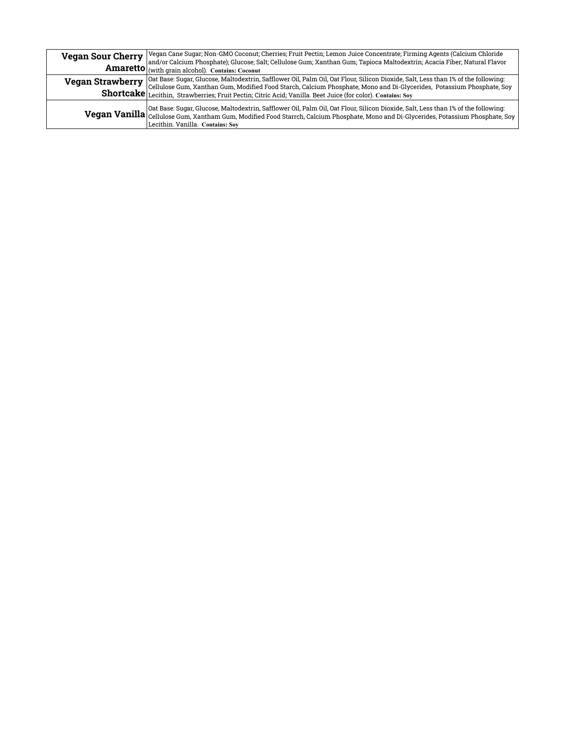| | |
|---|---|
| **Vegan Sour Cherry Amaretto** | Vegan Cane Sugar; Non-GMO Coconut; Cherries; Fruit Pectin; Lemon Juice Concentrate; Firming Agents (Calcium Chloride and/or Calcium Phosphate); Glucose; Salt; Cellulose Gum; Xanthan Gum; Tapioca Maltodextrin; Acacia Fiber; Natural Flavor (with grain alcohol). **Contains: Coconut** |
| **Vegan Strawberry Shortcake** | Oat Base: Sugar, Glucose, Maltodextrin, Safflower Oil, Palm Oil, Oat Flour, Silicon Dioxide, Salt, Less than 1% of the following: Cellulose Gum, Xanthan Gum, Modified Food Starch, Calcium Phosphate, Mono and Di-Glycerides, Potassium Phosphate, Soy Lecithin, Strawberries; Fruit Pectin; Citric Acid; Vanilla. Beet Juice (for color). **Contains: Soy** |
| **Vegan Vanilla** | Oat Base: Sugar, Glucose, Maltodextrin, Safflower Oil, Palm Oil, Oat Flour, Silicon Dioxide, Salt, Less than 1% of the following: Cellulose Gum, Xantham Gum, Modified Food Starrch, Calcium Phosphate, Mono and Di-Glycerides, Potassium Phosphate, Soy Lecithin. Vanilla. **Contains: Soy** |